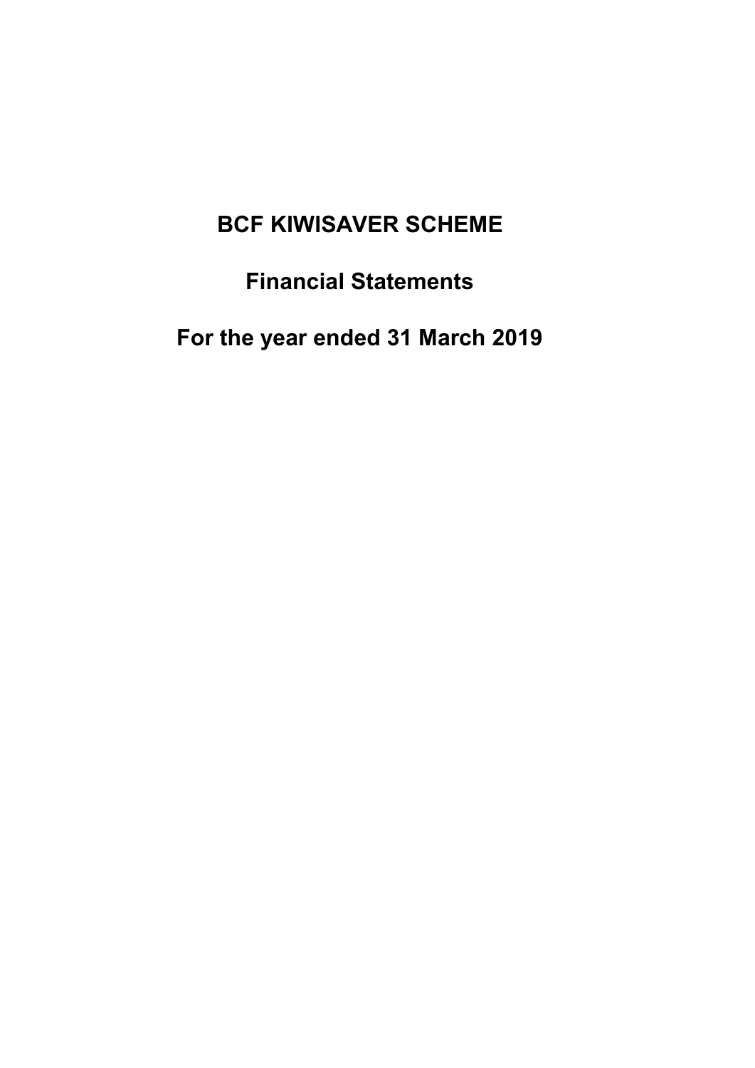# BCF KIWISAVER SCHEME

## Financial Statements

## For the year ended 31 March 2019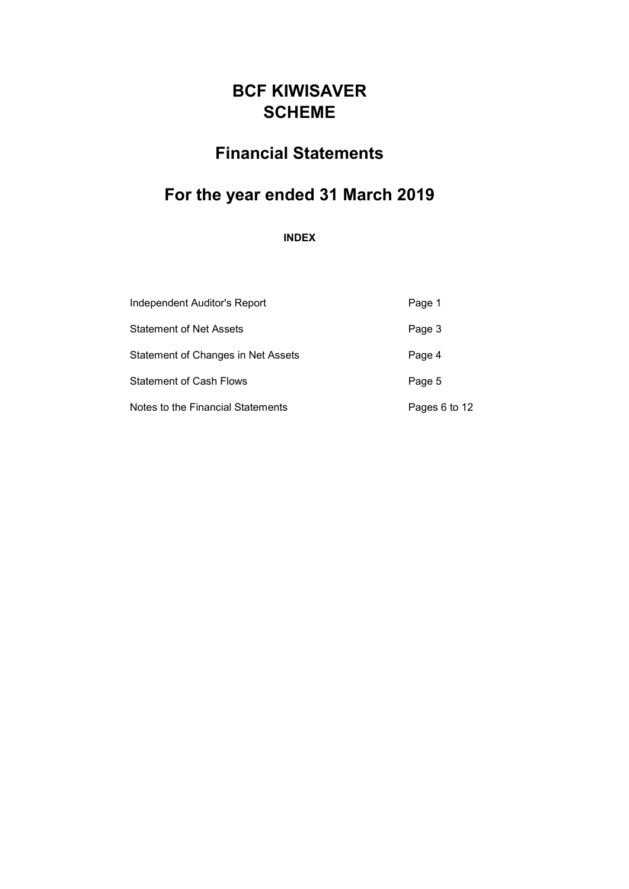# BCF KIWISAVER SCHEME

## Financial Statements

## For the year ended 31 March 2019

**INDEX**

| | |
|---|---|
| Independent Auditor's Report | Page 1 |
| Statement of Net Assets | Page 3 |
| Statement of Changes in Net Assets | Page 4 |
| Statement of Cash Flows | Page 5 |
| Notes to the Financial Statements | Pages 6 to 12 |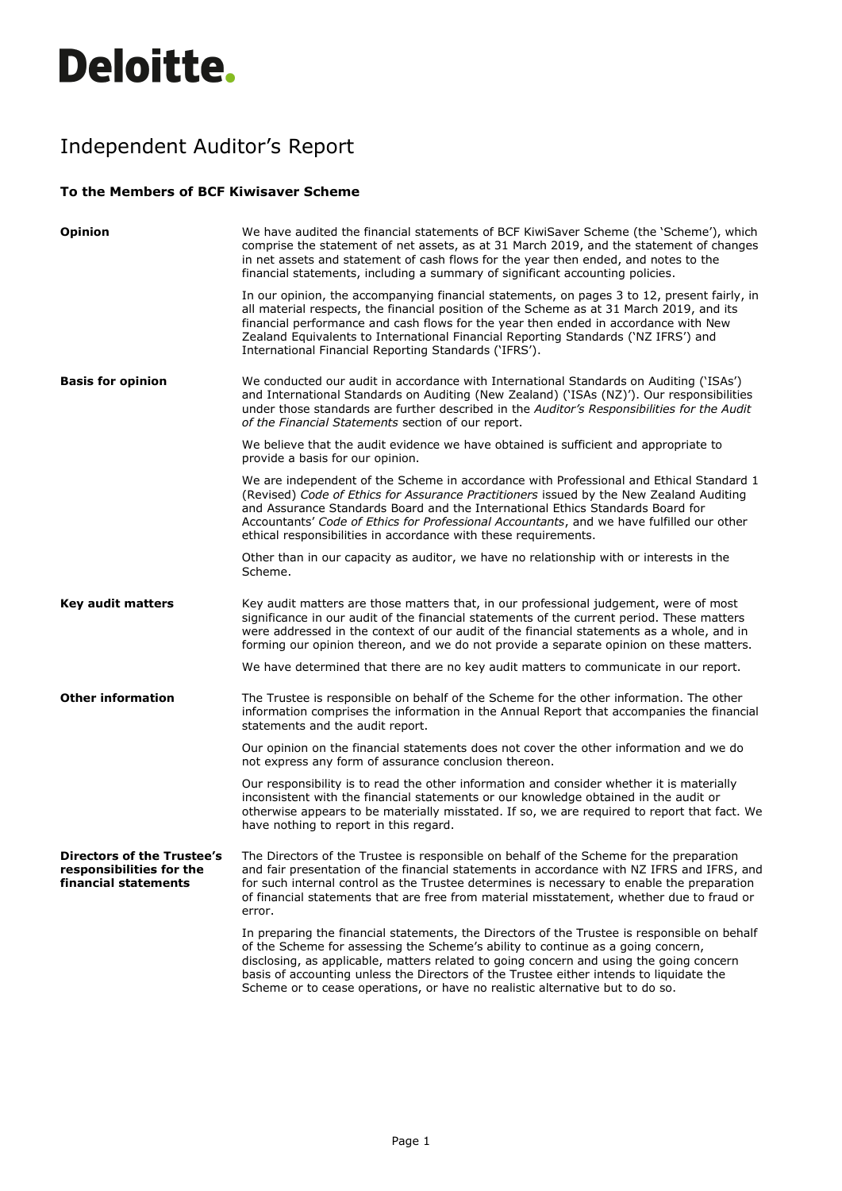# Deloitte.

# Independent Auditor's Report

**To the Members of BCF Kiwisaver Scheme**

## Opinion

We have audited the financial statements of BCF KiwiSaver Scheme (the 'Scheme'), which comprise the statement of net assets, as at 31 March 2019, and the statement of changes in net assets and statement of cash flows for the year then ended, and notes to the financial statements, including a summary of significant accounting policies.

In our opinion, the accompanying financial statements, on pages 3 to 12, present fairly, in all material respects, the financial position of the Scheme as at 31 March 2019, and its financial performance and cash flows for the year then ended in accordance with New Zealand Equivalents to International Financial Reporting Standards ('NZ IFRS') and International Financial Reporting Standards ('IFRS').

## Basis for opinion

We conducted our audit in accordance with International Standards on Auditing ('ISAs') and International Standards on Auditing (New Zealand) ('ISAs (NZ)'). Our responsibilities under those standards are further described in the *Auditor's Responsibilities for the Audit of the Financial Statements* section of our report.

We believe that the audit evidence we have obtained is sufficient and appropriate to provide a basis for our opinion.

We are independent of the Scheme in accordance with Professional and Ethical Standard 1 (Revised) *Code of Ethics for Assurance Practitioners* issued by the New Zealand Auditing and Assurance Standards Board and the International Ethics Standards Board for Accountants' *Code of Ethics for Professional Accountants*, and we have fulfilled our other ethical responsibilities in accordance with these requirements.

Other than in our capacity as auditor, we have no relationship with or interests in the Scheme.

## Key audit matters

Key audit matters are those matters that, in our professional judgement, were of most significance in our audit of the financial statements of the current period. These matters were addressed in the context of our audit of the financial statements as a whole, and in forming our opinion thereon, and we do not provide a separate opinion on these matters.

We have determined that there are no key audit matters to communicate in our report.

## Other information

The Trustee is responsible on behalf of the Scheme for the other information. The other information comprises the information in the Annual Report that accompanies the financial statements and the audit report.

Our opinion on the financial statements does not cover the other information and we do not express any form of assurance conclusion thereon.

Our responsibility is to read the other information and consider whether it is materially inconsistent with the financial statements or our knowledge obtained in the audit or otherwise appears to be materially misstated. If so, we are required to report that fact. We have nothing to report in this regard.

## Directors of the Trustee's responsibilities for the financial statements

The Directors of the Trustee is responsible on behalf of the Scheme for the preparation and fair presentation of the financial statements in accordance with NZ IFRS and IFRS, and for such internal control as the Trustee determines is necessary to enable the preparation of financial statements that are free from material misstatement, whether due to fraud or error.

In preparing the financial statements, the Directors of the Trustee is responsible on behalf of the Scheme for assessing the Scheme's ability to continue as a going concern, disclosing, as applicable, matters related to going concern and using the going concern basis of accounting unless the Directors of the Trustee either intends to liquidate the Scheme or to cease operations, or have no realistic alternative but to do so.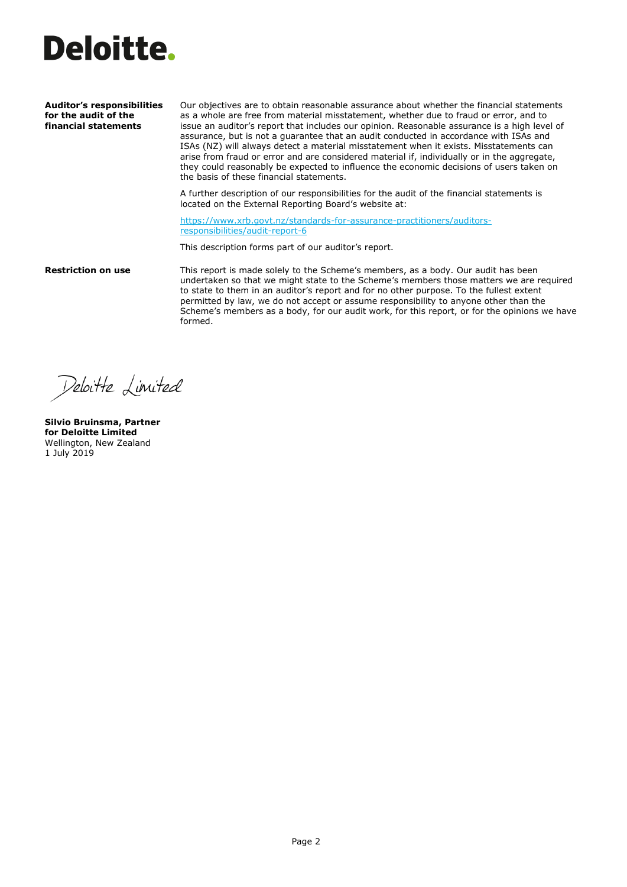**Deloitte.**

**Auditor's responsibilities for the audit of the financial statements**

Our objectives are to obtain reasonable assurance about whether the financial statements as a whole are free from material misstatement, whether due to fraud or error, and to issue an auditor's report that includes our opinion. Reasonable assurance is a high level of assurance, but is not a guarantee that an audit conducted in accordance with ISAs and ISAs (NZ) will always detect a material misstatement when it exists. Misstatements can arise from fraud or error and are considered material if, individually or in the aggregate, they could reasonably be expected to influence the economic decisions of users taken on the basis of these financial statements.

A further description of our responsibilities for the audit of the financial statements is located on the External Reporting Board's website at:

https://www.xrb.govt.nz/standards-for-assurance-practitioners/auditors-responsibilities/audit-report-6

This description forms part of our auditor's report.

**Restriction on use**

This report is made solely to the Scheme's members, as a body. Our audit has been undertaken so that we might state to the Scheme's members those matters we are required to state to them in an auditor's report and for no other purpose. To the fullest extent permitted by law, we do not accept or assume responsibility to anyone other than the Scheme's members as a body, for our audit work, for this report, or for the opinions we have formed.

Deloitte Limited

**Silvio Bruinsma, Partner**
**for Deloitte Limited**
Wellington, New Zealand
1 July 2019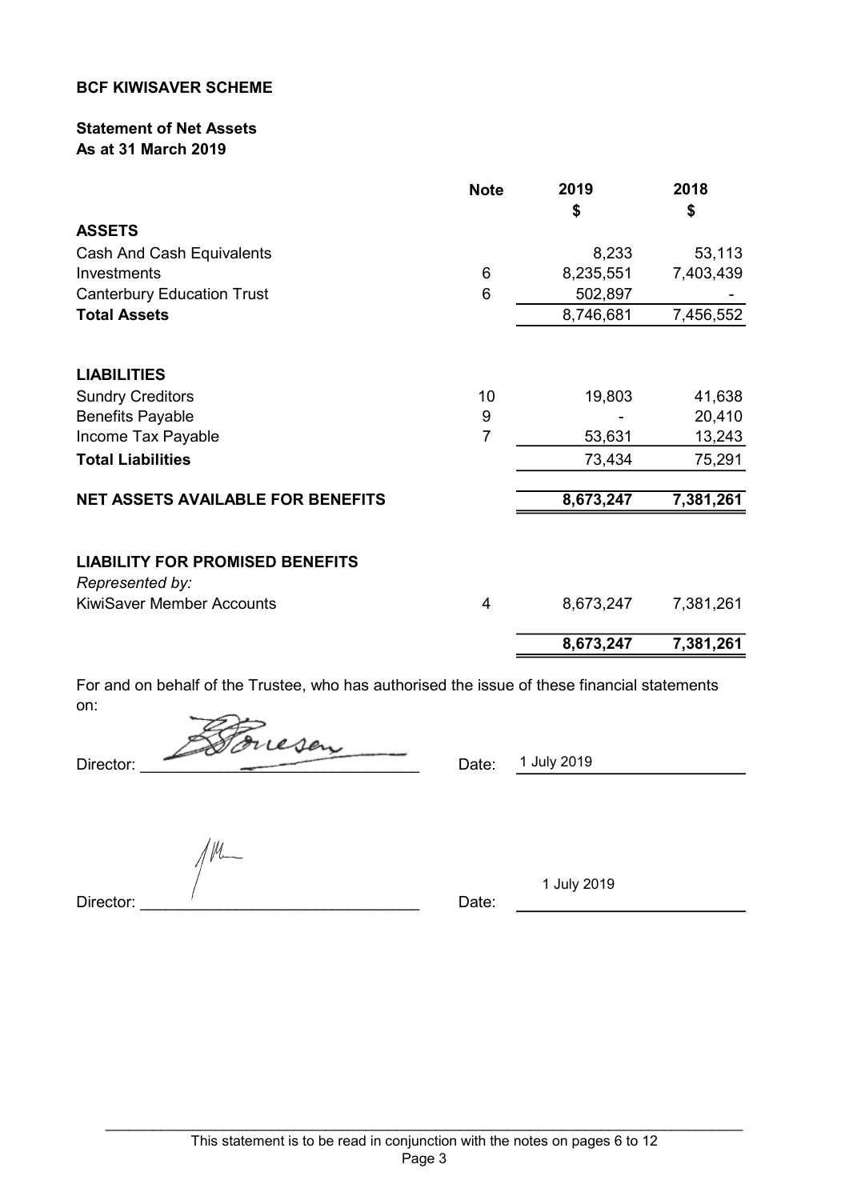**BCF KIWISAVER SCHEME**

**Statement of Net Assets**
**As at 31 March 2019**

| | Note | 2019<br>$ | 2018<br>$ |
|---|---|---|---|
| **ASSETS** | | | |
| Cash And Cash Equivalents | | 8,233 | 53,113 |
| Investments | 6 | 8,235,551 | 7,403,439 |
| Canterbury Education Trust | 6 | 502,897 | - |
| **Total Assets** | | 8,746,681 | 7,456,552 |
| | | | |
| **LIABILITIES** | | | |
| Sundry Creditors | 10 | 19,803 | 41,638 |
| Benefits Payable | 9 | - | 20,410 |
| Income Tax Payable | 7 | 53,631 | 13,243 |
| **Total Liabilities** | | 73,434 | 75,291 |
| | | | |
| **NET ASSETS AVAILABLE FOR BENEFITS** | | **8,673,247** | **7,381,261** |
| | | | |
| **LIABILITY FOR PROMISED BENEFITS** | | | |
| *Represented by:* | | | |
| KiwiSaver Member Accounts | 4 | 8,673,247 | 7,381,261 |
| | | **8,673,247** | **7,381,261** |

For and on behalf of the Trustee, who has authorised the issue of these financial statements on:

Director: [signature] Date: 1 July 2019

Director: [signature] Date: 1 July 2019

This statement is to be read in conjunction with the notes on pages 6 to 12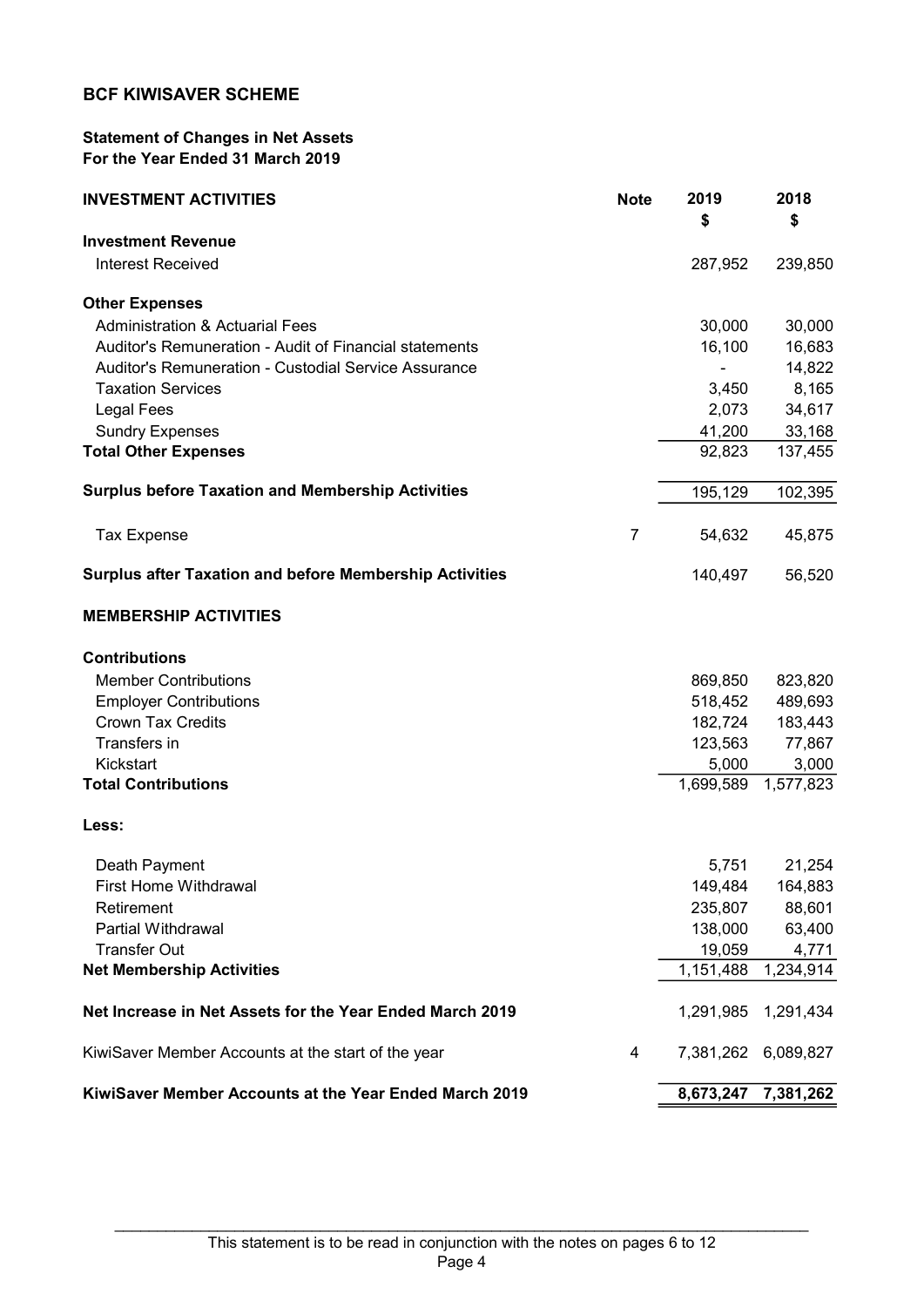# BCF KIWISAVER SCHEME

## Statement of Changes in Net Assets
## For the Year Ended 31 March 2019

| INVESTMENT ACTIVITIES | Note | 2019 $ | 2018 $ |
|---|---|---|---|
| **Investment Revenue** | | | |
| Interest Received | | 287,952 | 239,850 |
| | | | |
| **Other Expenses** | | | |
| Administration & Actuarial Fees | | 30,000 | 30,000 |
| Auditor's Remuneration - Audit of Financial statements | | 16,100 | 16,683 |
| Auditor's Remuneration - Custodial Service Assurance | | - | 14,822 |
| Taxation Services | | 3,450 | 8,165 |
| Legal Fees | | 2,073 | 34,617 |
| Sundry Expenses | | 41,200 | 33,168 |
| **Total Other Expenses** | | 92,823 | 137,455 |
| | | | |
| **Surplus before Taxation and Membership Activities** | | 195,129 | 102,395 |
| | | | |
| Tax Expense | 7 | 54,632 | 45,875 |
| | | | |
| **Surplus after Taxation and before Membership Activities** | | 140,497 | 56,520 |
| | | | |
| **MEMBERSHIP ACTIVITIES** | | | |
| | | | |
| **Contributions** | | | |
| Member Contributions | | 869,850 | 823,820 |
| Employer Contributions | | 518,452 | 489,693 |
| Crown Tax Credits | | 182,724 | 183,443 |
| Transfers in | | 123,563 | 77,867 |
| Kickstart | | 5,000 | 3,000 |
| **Total Contributions** | | 1,699,589 | 1,577,823 |
| | | | |
| **Less:** | | | |
| | | | |
| Death Payment | | 5,751 | 21,254 |
| First Home Withdrawal | | 149,484 | 164,883 |
| Retirement | | 235,807 | 88,601 |
| Partial Withdrawal | | 138,000 | 63,400 |
| Transfer Out | | 19,059 | 4,771 |
| **Net Membership Activities** | | 1,151,488 | 1,234,914 |
| | | | |
| **Net Increase in Net Assets for the Year Ended March 2019** | | 1,291,985 | 1,291,434 |
| | | | |
| KiwiSaver Member Accounts at the start of the year | 4 | 7,381,262 | 6,089,827 |
| | | | |
| **KiwiSaver Member Accounts at the Year Ended March 2019** | | **8,673,247** | **7,381,262** |

This statement is to be read in conjunction with the notes on pages 6 to 12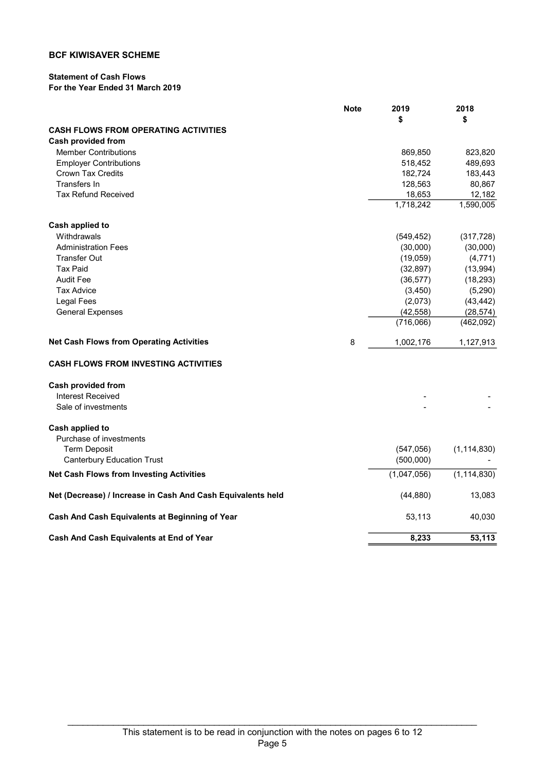**BCF KIWISAVER SCHEME**

**Statement of Cash Flows**
**For the Year Ended 31 March 2019**

| | Note | 2019 | 2018 |
|---|---|---|---|
| | | $ | $ |
| **CASH FLOWS FROM OPERATING ACTIVITIES** | | | |
| **Cash provided from** | | | |
| Member Contributions | | 869,850 | 823,820 |
| Employer Contributions | | 518,452 | 489,693 |
| Crown Tax Credits | | 182,724 | 183,443 |
| Transfers In | | 128,563 | 80,867 |
| Tax Refund Received | | 18,653 | 12,182 |
| | | 1,718,242 | 1,590,005 |
| **Cash applied to** | | | |
| Withdrawals | | (549,452) | (317,728) |
| Administration Fees | | (30,000) | (30,000) |
| Transfer Out | | (19,059) | (4,771) |
| Tax Paid | | (32,897) | (13,994) |
| Audit Fee | | (36,577) | (18,293) |
| Tax Advice | | (3,450) | (5,290) |
| Legal Fees | | (2,073) | (43,442) |
| General Expenses | | (42,558) | (28,574) |
| | | (716,066) | (462,092) |
| **Net Cash Flows from Operating Activities** | 8 | 1,002,176 | 1,127,913 |
| **CASH FLOWS FROM INVESTING ACTIVITIES** | | | |
| **Cash provided from** | | | |
| Interest Received | | - | - |
| Sale of investments | | - | - |
| **Cash applied to** | | | |
| Purchase of investments | | | |
| Term Deposit | | (547,056) | (1,114,830) |
| Canterbury Education Trust | | (500,000) | - |
| **Net Cash Flows from Investing Activities** | | (1,047,056) | (1,114,830) |
| **Net (Decrease) / Increase in Cash And Cash Equivalents held** | | (44,880) | 13,083 |
| **Cash And Cash Equivalents at Beginning of Year** | | 53,113 | 40,030 |
| **Cash And Cash Equivalents at End of Year** | | **8,233** | **53,113** |

This statement is to be read in conjunction with the notes on pages 6 to 12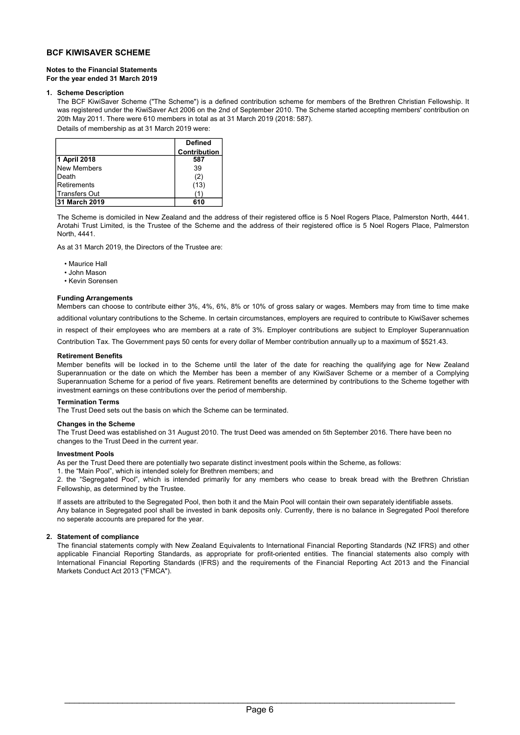# BCF KIWISAVER SCHEME

**Notes to the Financial Statements**
**For the year ended 31 March 2019**

## 1. Scheme Description

The BCF KiwiSaver Scheme ("The Scheme") is a defined contribution scheme for members of the Brethren Christian Fellowship. It was registered under the KiwiSaver Act 2006 on the 2nd of September 2010. The Scheme started accepting members' contribution on 20th May 2011. There were 610 members in total as at 31 March 2019 (2018: 587).

Details of membership as at 31 March 2019 were:

| | Defined Contribution |
|---|---|
| **1 April 2018** | **587** |
| New Members | 39 |
| Death | (2) |
| Retirements | (13) |
| Transfers Out | (1) |
| **31 March 2019** | **610** |

The Scheme is domiciled in New Zealand and the address of their registered office is 5 Noel Rogers Place, Palmerston North, 4441. Arotahi Trust Limited, is the Trustee of the Scheme and the address of their registered office is 5 Noel Rogers Place, Palmerston North, 4441.

As at 31 March 2019, the Directors of the Trustee are:

- Maurice Hall
- John Mason
- Kevin Sorensen

### Funding Arrangements

Members can choose to contribute either 3%, 4%, 6%, 8% or 10% of gross salary or wages. Members may from time to time make additional voluntary contributions to the Scheme. In certain circumstances, employers are required to contribute to KiwiSaver schemes in respect of their employees who are members at a rate of 3%. Employer contributions are subject to Employer Superannuation Contribution Tax. The Government pays 50 cents for every dollar of Member contribution annually up to a maximum of $521.43.

### Retirement Benefits

Member benefits will be locked in to the Scheme until the later of the date for reaching the qualifying age for New Zealand Superannuation or the date on which the Member has been a member of any KiwiSaver Scheme or a member of a Complying Superannuation Scheme for a period of five years. Retirement benefits are determined by contributions to the Scheme together with investment earnings on these contributions over the period of membership.

### Termination Terms

The Trust Deed sets out the basis on which the Scheme can be terminated.

### Changes in the Scheme

The Trust Deed was established on 31 August 2010. The trust Deed was amended on 5th September 2016. There have been no changes to the Trust Deed in the current year.

### Investment Pools

As per the Trust Deed there are potentially two separate distinct investment pools within the Scheme, as follows:

1. the "Main Pool", which is intended solely for Brethren members; and
2. the "Segregated Pool", which is intended primarily for any members who cease to break bread with the Brethren Christian Fellowship, as determined by the Trustee.

If assets are attributed to the Segregated Pool, then both it and the Main Pool will contain their own separately identifiable assets. Any balance in Segregated pool shall be invested in bank deposits only. Currently, there is no balance in Segregated Pool therefore no seperate accounts are prepared for the year.

## 2. Statement of compliance

The financial statements comply with New Zealand Equivalents to International Financial Reporting Standards (NZ IFRS) and other applicable Financial Reporting Standards, as appropriate for profit-oriented entities. The financial statements also comply with International Financial Reporting Standards (IFRS) and the requirements of the Financial Reporting Act 2013 and the Financial Markets Conduct Act 2013 ("FMCA").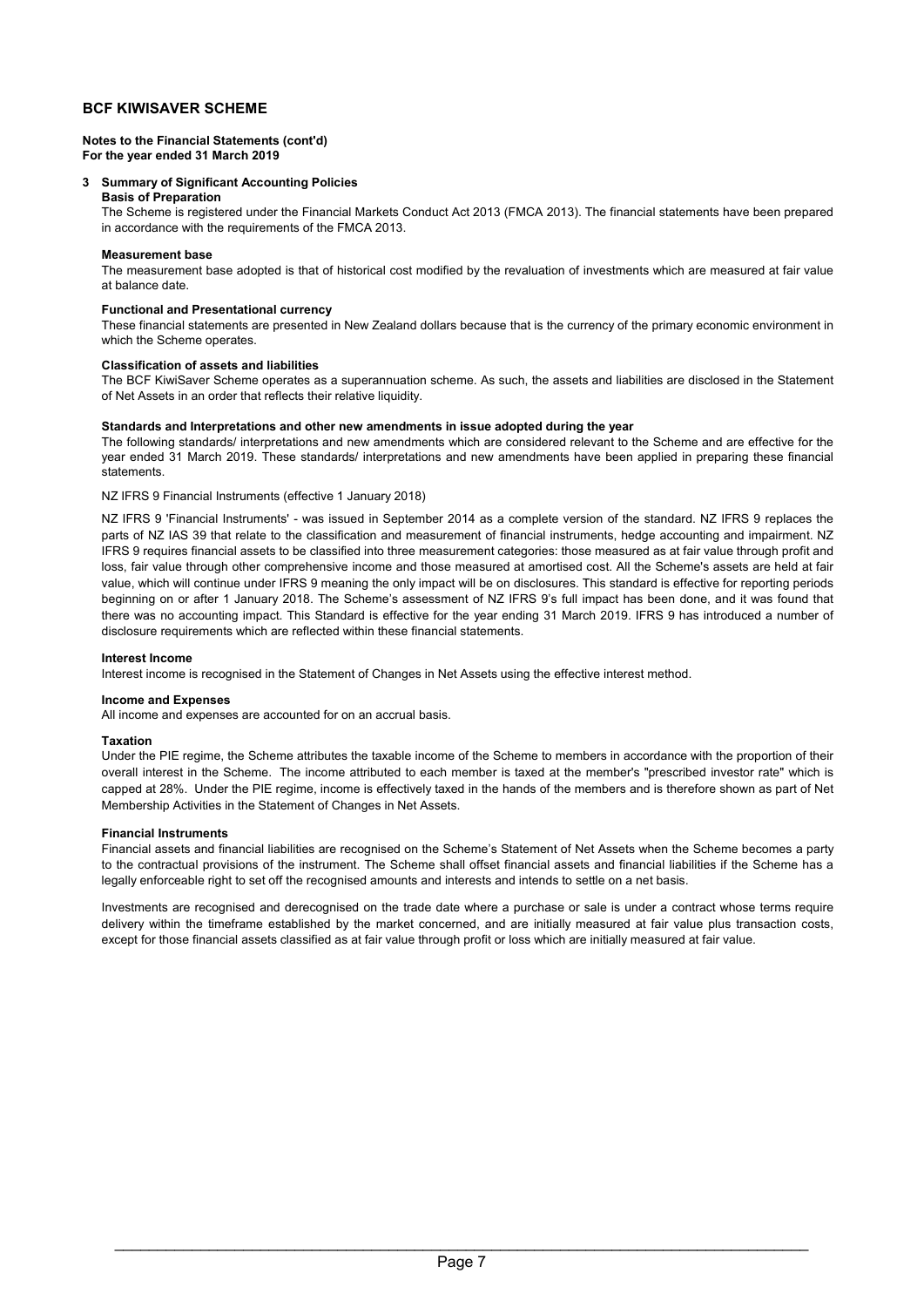# BCF KIWISAVER SCHEME

**Notes to the Financial Statements (cont'd)**
**For the year ended 31 March 2019**

## 3 Summary of Significant Accounting Policies

### Basis of Preparation

The Scheme is registered under the Financial Markets Conduct Act 2013 (FMCA 2013). The financial statements have been prepared in accordance with the requirements of the FMCA 2013.

### Measurement base

The measurement base adopted is that of historical cost modified by the revaluation of investments which are measured at fair value at balance date.

### Functional and Presentational currency

These financial statements are presented in New Zealand dollars because that is the currency of the primary economic environment in which the Scheme operates.

### Classification of assets and liabilities

The BCF KiwiSaver Scheme operates as a superannuation scheme. As such, the assets and liabilities are disclosed in the Statement of Net Assets in an order that reflects their relative liquidity.

### Standards and Interpretations and other new amendments in issue adopted during the year

The following standards/ interpretations and new amendments which are considered relevant to the Scheme and are effective for the year ended 31 March 2019. These standards/ interpretations and new amendments have been applied in preparing these financial statements.

NZ IFRS 9 Financial Instruments (effective 1 January 2018)

NZ IFRS 9 'Financial Instruments' - was issued in September 2014 as a complete version of the standard. NZ IFRS 9 replaces the parts of NZ IAS 39 that relate to the classification and measurement of financial instruments, hedge accounting and impairment. NZ IFRS 9 requires financial assets to be classified into three measurement categories: those measured as at fair value through profit and loss, fair value through other comprehensive income and those measured at amortised cost. All the Scheme's assets are held at fair value, which will continue under IFRS 9 meaning the only impact will be on disclosures. This standard is effective for reporting periods beginning on or after 1 January 2018. The Scheme's assessment of NZ IFRS 9's full impact has been done, and it was found that there was no accounting impact. This Standard is effective for the year ending 31 March 2019. IFRS 9 has introduced a number of disclosure requirements which are reflected within these financial statements.

### Interest Income

Interest income is recognised in the Statement of Changes in Net Assets using the effective interest method.

### Income and Expenses

All income and expenses are accounted for on an accrual basis.

### Taxation

Under the PIE regime, the Scheme attributes the taxable income of the Scheme to members in accordance with the proportion of their overall interest in the Scheme. The income attributed to each member is taxed at the member's "prescribed investor rate" which is capped at 28%. Under the PIE regime, income is effectively taxed in the hands of the members and is therefore shown as part of Net Membership Activities in the Statement of Changes in Net Assets.

### Financial Instruments

Financial assets and financial liabilities are recognised on the Scheme's Statement of Net Assets when the Scheme becomes a party to the contractual provisions of the instrument. The Scheme shall offset financial assets and financial liabilities if the Scheme has a legally enforceable right to set off the recognised amounts and interests and intends to settle on a net basis.

Investments are recognised and derecognised on the trade date where a purchase or sale is under a contract whose terms require delivery within the timeframe established by the market concerned, and are initially measured at fair value plus transaction costs, except for those financial assets classified as at fair value through profit or loss which are initially measured at fair value.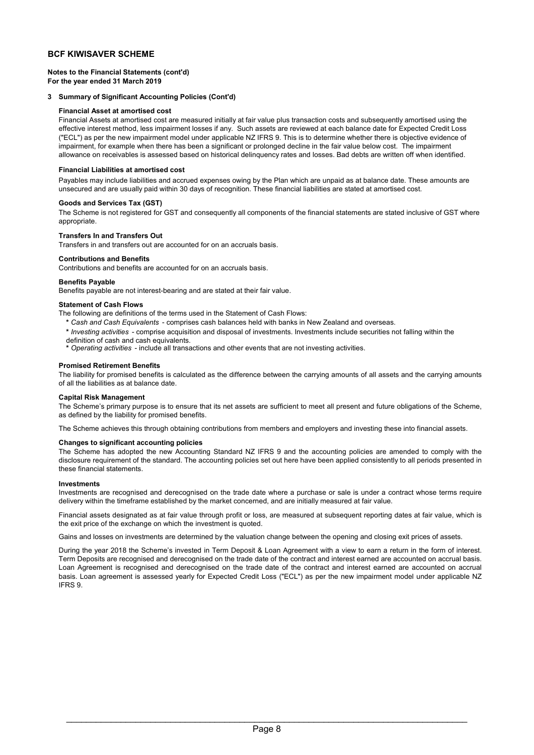# BCF KIWISAVER SCHEME

**Notes to the Financial Statements (cont'd)**
**For the year ended 31 March 2019**

## 3 Summary of Significant Accounting Policies (Cont'd)

### Financial Asset at amortised cost

Financial Assets at amortised cost are measured initially at fair value plus transaction costs and subsequently amortised using the effective interest method, less impairment losses if any. Such assets are reviewed at each balance date for Expected Credit Loss ("ECL") as per the new impairment model under applicable NZ IFRS 9. This is to determine whether there is objective evidence of impairment, for example when there has been a significant or prolonged decline in the fair value below cost. The impairment allowance on receivables is assessed based on historical delinquency rates and losses. Bad debts are written off when identified.

### Financial Liabilities at amortised cost

Payables may include liabilities and accrued expenses owing by the Plan which are unpaid as at balance date. These amounts are unsecured and are usually paid within 30 days of recognition. These financial liabilities are stated at amortised cost.

### Goods and Services Tax (GST)

The Scheme is not registered for GST and consequently all components of the financial statements are stated inclusive of GST where appropriate.

### Transfers In and Transfers Out

Transfers in and transfers out are accounted for on an accruals basis.

### Contributions and Benefits

Contributions and benefits are accounted for on an accruals basis.

### Benefits Payable

Benefits payable are not interest-bearing and are stated at their fair value.

### Statement of Cash Flows

The following are definitions of the terms used in the Statement of Cash Flows:

* *Cash and Cash Equivalents* - comprises cash balances held with banks in New Zealand and overseas.
* *Investing activities* - comprise acquisition and disposal of investments. Investments include securities not falling within the definition of cash and cash equivalents.
* *Operating activities* - include all transactions and other events that are not investing activities.

### Promised Retirement Benefits

The liability for promised benefits is calculated as the difference between the carrying amounts of all assets and the carrying amounts of all the liabilities as at balance date.

### Capital Risk Management

The Scheme's primary purpose is to ensure that its net assets are sufficient to meet all present and future obligations of the Scheme, as defined by the liability for promised benefits.

The Scheme achieves this through obtaining contributions from members and employers and investing these into financial assets.

### Changes to significant accounting policies

The Scheme has adopted the new Accounting Standard NZ IFRS 9 and the accounting policies are amended to comply with the disclosure requirement of the standard. The accounting policies set out here have been applied consistently to all periods presented in these financial statements.

### Investments

Investments are recognised and derecognised on the trade date where a purchase or sale is under a contract whose terms require delivery within the timeframe established by the market concerned, and are initially measured at fair value.

Financial assets designated as at fair value through profit or loss, are measured at subsequent reporting dates at fair value, which is the exit price of the exchange on which the investment is quoted.

Gains and losses on investments are determined by the valuation change between the opening and closing exit prices of assets.

During the year 2018 the Scheme's invested in Term Deposit & Loan Agreement with a view to earn a return in the form of interest. Term Deposits are recognised and derecognised on the trade date of the contract and interest earned are accounted on accrual basis. Loan Agreement is recognised and derecognised on the trade date of the contract and interest earned are accounted on accrual basis. Loan agreement is assessed yearly for Expected Credit Loss ("ECL") as per the new impairment model under applicable NZ IFRS 9.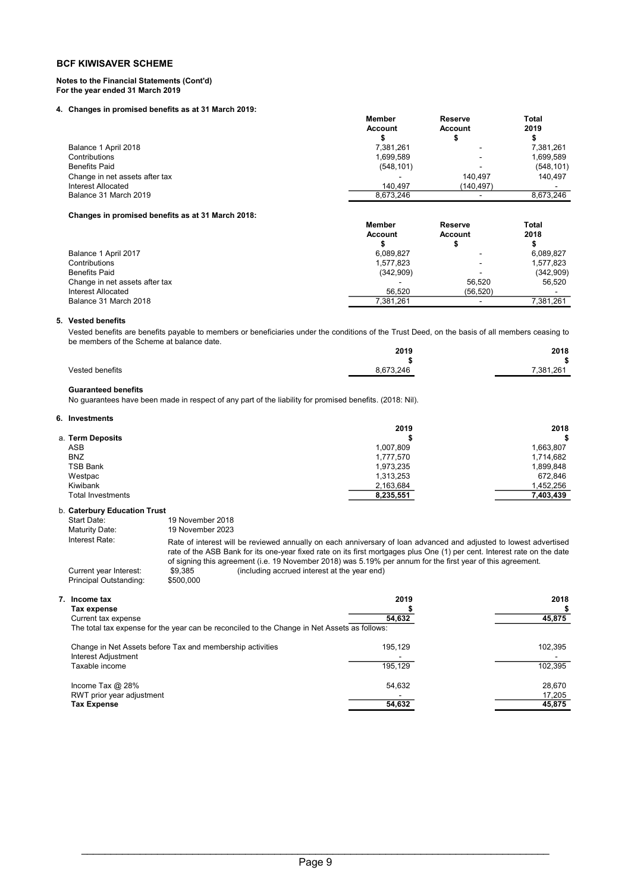## BCF KIWISAVER SCHEME

**Notes to the Financial Statements (Cont'd)**
**For the year ended 31 March 2019**

### 4. Changes in promised benefits as at 31 March 2019:

| | Member Account $ | Reserve Account $ | Total 2019 $ |
|---|---|---|---|
| Balance 1 April 2018 | 7,381,261 | - | 7,381,261 |
| Contributions | 1,699,589 | - | 1,699,589 |
| Benefits Paid | (548,101) | - | (548,101) |
| Change in net assets after tax | - | 140,497 | 140,497 |
| Interest Allocated | 140,497 | (140,497) | - |
| Balance 31 March 2019 | 8,673,246 | - | 8,673,246 |

**Changes in promised benefits as at 31 March 2018:**

| | Member Account $ | Reserve Account $ | Total 2018 $ |
|---|---|---|---|
| Balance 1 April 2017 | 6,089,827 | - | 6,089,827 |
| Contributions | 1,577,823 | - | 1,577,823 |
| Benefits Paid | (342,909) | - | (342,909) |
| Change in net assets after tax | - | 56,520 | 56,520 |
| Interest Allocated | 56,520 | (56,520) | - |
| Balance 31 March 2018 | 7,381,261 | - | 7,381,261 |

### 5. Vested benefits

Vested benefits are benefits payable to members or beneficiaries under the conditions of the Trust Deed, on the basis of all members ceasing to be members of the Scheme at balance date.

| | 2019 $ | 2018 $ |
|---|---|---|
| Vested benefits | 8,673,246 | 7,381,261 |

**Guaranteed benefits**

No guarantees have been made in respect of any part of the liability for promised benefits. (2018: Nil).

### 6. Investments

| a. **Term Deposits** | 2019 $ | 2018 $ |
|---|---|---|
| ASB | 1,007,809 | 1,663,807 |
| BNZ | 1,777,570 | 1,714,682 |
| TSB Bank | 1,973,235 | 1,899,848 |
| Westpac | 1,313,253 | 672,846 |
| Kiwibank | 2,163,684 | 1,452,256 |
| Total Investments | **8,235,551** | **7,403,439** |

b. **Caterbury Education Trust**

| | |
|---|---|
| Start Date: | 19 November 2018 |
| Maturity Date: | 19 November 2023 |
| Interest Rate: | Rate of interest will be reviewed annually on each anniversary of loan advanced and adjusted to lowest advertised rate of the ASB Bank for its one-year fixed rate on its first mortgages plus One (1) per cent. Interest rate on the date of signing this agreement (i.e. 19 November 2018) was 5.19% per annum for the first year of this agreement. |
| Current year Interest: | $9,385 (including accrued interest at the year end) |
| Principal Outstanding: | $500,000 |

### 7. Income tax

| **Tax expense** | 2019 $ | 2018 $ |
|---|---|---|
| Current tax expense | **54,632** | **45,875** |

The total tax expense for the year can be reconciled to the Change in Net Assets as follows:

| | 2019 | 2018 |
|---|---|---|
| Change in Net Assets before Tax and membership activities | 195,129 | 102,395 |
| Interest Adjustment | - | - |
| Taxable income | 195,129 | 102,395 |
| Income Tax @ 28% | 54,632 | 28,670 |
| RWT prior year adjustment | - | 17,205 |
| **Tax Expense** | **54,632** | **45,875** |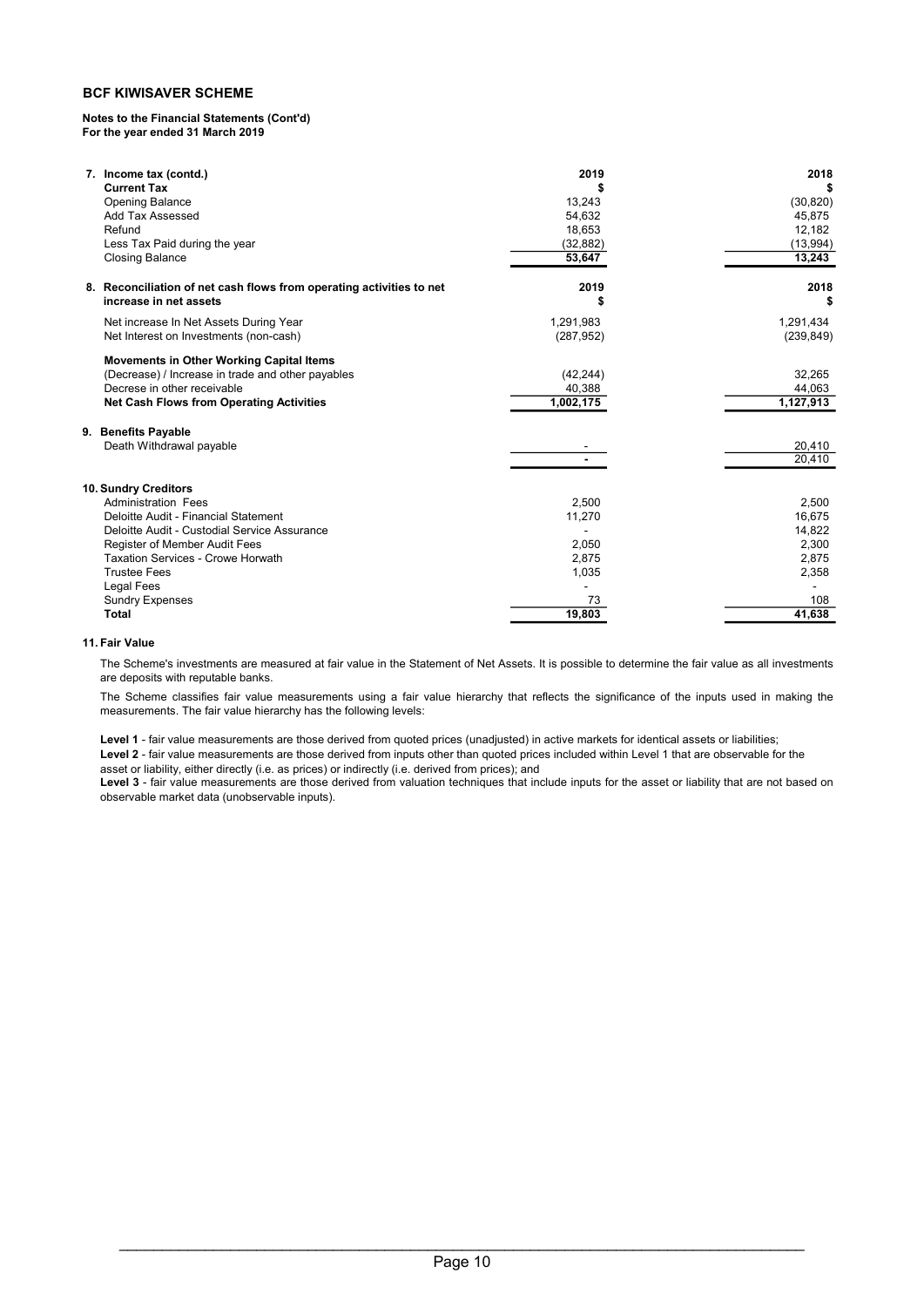**BCF KIWISAVER SCHEME**

**Notes to the Financial Statements (Cont'd)**
**For the year ended 31 March 2019**

| **7. Income tax (contd.)** | **2019** | **2018** |
|---|---|---|
| **Current Tax** | **$** | **$** |
| Opening Balance | 13,243 | (30,820) |
| Add Tax Assessed | 54,632 | 45,875 |
| Refund | 18,653 | 12,182 |
| Less Tax Paid during the year | (32,882) | (13,994) |
| Closing Balance | **53,647** | **13,243** |

| **8. Reconciliation of net cash flows from operating activities to net increase in net assets** | **2019 $** | **2018 $** |
|---|---|---|
| Net increase In Net Assets During Year | 1,291,983 | 1,291,434 |
| Net Interest on Investments (non-cash) | (287,952) | (239,849) |
| **Movements in Other Working Capital Items** | | |
| (Decrease) / Increase in trade and other payables | (42,244) | 32,265 |
| Decrese in other receivable | 40,388 | 44,063 |
| **Net Cash Flows from Operating Activities** | **1,002,175** | **1,127,913** |

| **9. Benefits Payable** | | |
|---|---|---|
| Death Withdrawal payable | - | 20,410 |
| | **-** | 20,410 |

| **10. Sundry Creditors** | | |
|---|---|---|
| Administration Fees | 2,500 | 2,500 |
| Deloitte Audit - Financial Statement | 11,270 | 16,675 |
| Deloitte Audit - Custodial Service Assurance | - | 14,822 |
| Register of Member Audit Fees | 2,050 | 2,300 |
| Taxation Services - Crowe Horwath | 2,875 | 2,875 |
| Trustee Fees | 1,035 | 2,358 |
| Legal Fees | - | - |
| Sundry Expenses | 73 | 108 |
| **Total** | **19,803** | **41,638** |

**11. Fair Value**

The Scheme's investments are measured at fair value in the Statement of Net Assets. It is possible to determine the fair value as all investments are deposits with reputable banks.

The Scheme classifies fair value measurements using a fair value hierarchy that reflects the significance of the inputs used in making the measurements. The fair value hierarchy has the following levels:

**Level 1** - fair value measurements are those derived from quoted prices (unadjusted) in active markets for identical assets or liabilities;
**Level 2** - fair value measurements are those derived from inputs other than quoted prices included within Level 1 that are observable for the asset or liability, either directly (i.e. as prices) or indirectly (i.e. derived from prices); and
**Level 3** - fair value measurements are those derived from valuation techniques that include inputs for the asset or liability that are not based on observable market data (unobservable inputs).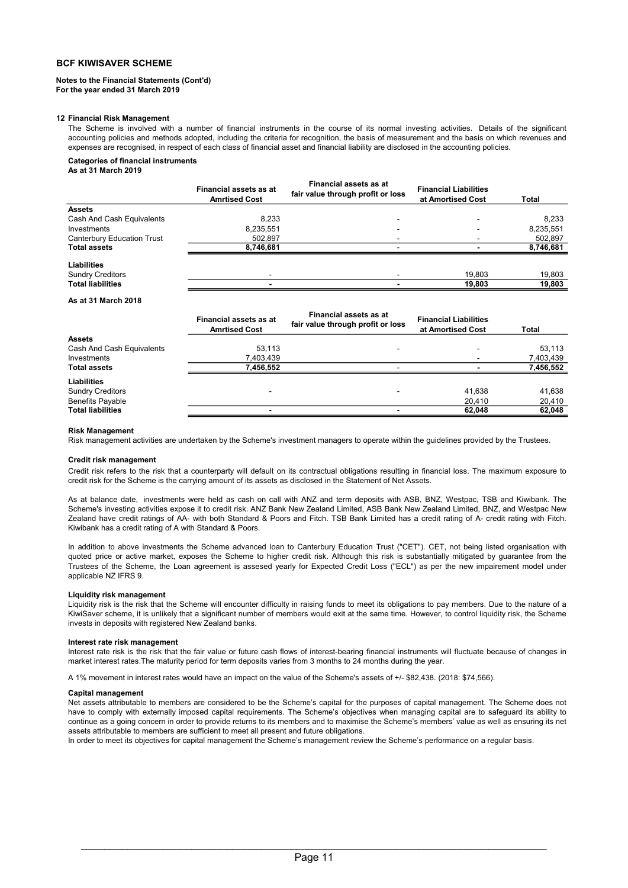# BCF KIWISAVER SCHEME

**Notes to the Financial Statements (Cont'd)**
**For the year ended 31 March 2019**

## 12 Financial Risk Management

The Scheme is involved with a number of financial instruments in the course of its normal investing activities. Details of the significant accounting policies and methods adopted, including the criteria for recognition, the basis of measurement and the basis on which revenues and expenses are recognised, in respect of each class of financial asset and financial liability are disclosed in the accounting policies.

**Categories of financial instruments**
**As at 31 March 2019**

| | Financial assets as at Amrtised Cost | Financial assets as at fair value through profit or loss | Financial Liabilities at Amortised Cost | Total |
|---|---|---|---|---|
| **Assets** | | | | |
| Cash And Cash Equivalents | 8,233 | - | - | 8,233 |
| Investments | 8,235,551 | - | - | 8,235,551 |
| Canterbury Education Trust | 502,897 | - | - | 502,897 |
| **Total assets** | **8,746,681** | - | - | **8,746,681** |
| **Liabilities** | | | | |
| Sundry Creditors | - | - | 19,803 | 19,803 |
| **Total liabilities** | - | - | **19,803** | **19,803** |

**As at 31 March 2018**

| | Financial assets as at Amrtised Cost | Financial assets as at fair value through profit or loss | Financial Liabilities at Amortised Cost | Total |
|---|---|---|---|---|
| **Assets** | | | | |
| Cash And Cash Equivalents | 53,113 | - | - | 53,113 |
| Investments | 7,403,439 | | - | 7,403,439 |
| **Total assets** | **7,456,552** | - | - | **7,456,552** |
| **Liabilities** | | | | |
| Sundry Creditors | - | - | 41,638 | 41,638 |
| Benefits Payable | | | 20,410 | 20,410 |
| **Total liabilities** | - | - | **62,048** | **62,048** |

**Risk Management**

Risk management activities are undertaken by the Scheme's investment managers to operate within the guidelines provided by the Trustees.

**Credit risk management**

Credit risk refers to the risk that a counterparty will default on its contractual obligations resulting in financial loss. The maximum exposure to credit risk for the Scheme is the carrying amount of its assets as disclosed in the Statement of Net Assets.

As at balance date, investments were held as cash on call with ANZ and term deposits with ASB, BNZ, Westpac, TSB and Kiwibank. The Scheme's investing activities expose it to credit risk. ANZ Bank New Zealand Limited, ASB Bank New Zealand Limited, BNZ, and Westpac New Zealand have credit ratings of AA- with both Standard & Poors and Fitch. TSB Bank Limited has a credit rating of A- credit rating with Fitch. Kiwibank has a credit rating of A with Standard & Poors.

In addition to above investments the Scheme advanced loan to Canterbury Education Trust ("CET"). CET, not being listed organisation with quoted price or active market, exposes the Scheme to higher credit risk. Although this risk is substantially mitigated by guarantee from the Trustees of the Scheme, the Loan agreement is assesed yearly for Expected Credit Loss ("ECL") as per the new impairement model under applicable NZ IFRS 9.

**Liquidity risk management**

Liquidity risk is the risk that the Scheme will encounter difficulty in raising funds to meet its obligations to pay members. Due to the nature of a KiwiSaver scheme, it is unlikely that a significant number of members would exit at the same time. However, to control liquidity risk, the Scheme invests in deposits with registered New Zealand banks.

**Interest rate risk management**

Interest rate risk is the risk that the fair value or future cash flows of interest-bearing financial instruments will fluctuate because of changes in market interest rates.The maturity period for term deposits varies from 3 months to 24 months during the year.

A 1% movement in interest rates would have an impact on the value of the Scheme's assets of +/- $82,438. (2018: $74,566).

**Capital management**

Net assets attributable to members are considered to be the Scheme's capital for the purposes of capital management. The Scheme does not have to comply with externally imposed capital requirements. The Scheme's objectives when managing capital are to safeguard its ability to continue as a going concern in order to provide returns to its members and to maximise the Scheme's members' value as well as ensuring its net assets attributable to members are sufficient to meet all present and future obligations.

In order to meet its objectives for capital management the Scheme's management review the Scheme's performance on a regular basis.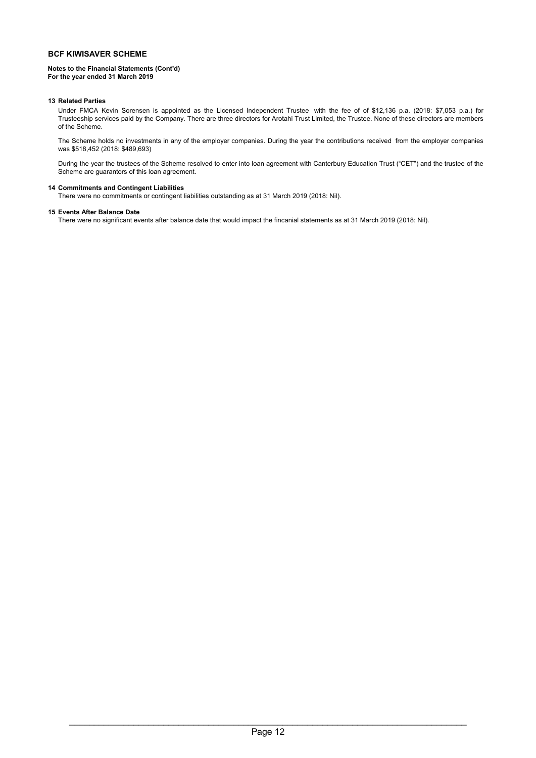# BCF KIWISAVER SCHEME

**Notes to the Financial Statements (Cont'd)**
**For the year ended 31 March 2019**

### 13 Related Parties

Under FMCA Kevin Sorensen is appointed as the Licensed Independent Trustee with the fee of of $12,136 p.a. (2018: $7,053 p.a.) for Trusteeship services paid by the Company. There are three directors for Arotahi Trust Limited, the Trustee. None of these directors are members of the Scheme.

The Scheme holds no investments in any of the employer companies. During the year the contributions received from the employer companies was $518,452 (2018: $489,693)

During the year the trustees of the Scheme resolved to enter into loan agreement with Canterbury Education Trust ("CET") and the trustee of the Scheme are guarantors of this loan agreement.

### 14 Commitments and Contingent Liabilities

There were no commitments or contingent liabilities outstanding as at 31 March 2019 (2018: Nil).

### 15 Events After Balance Date

There were no significant events after balance date that would impact the fincanial statements as at 31 March 2019 (2018: Nil).